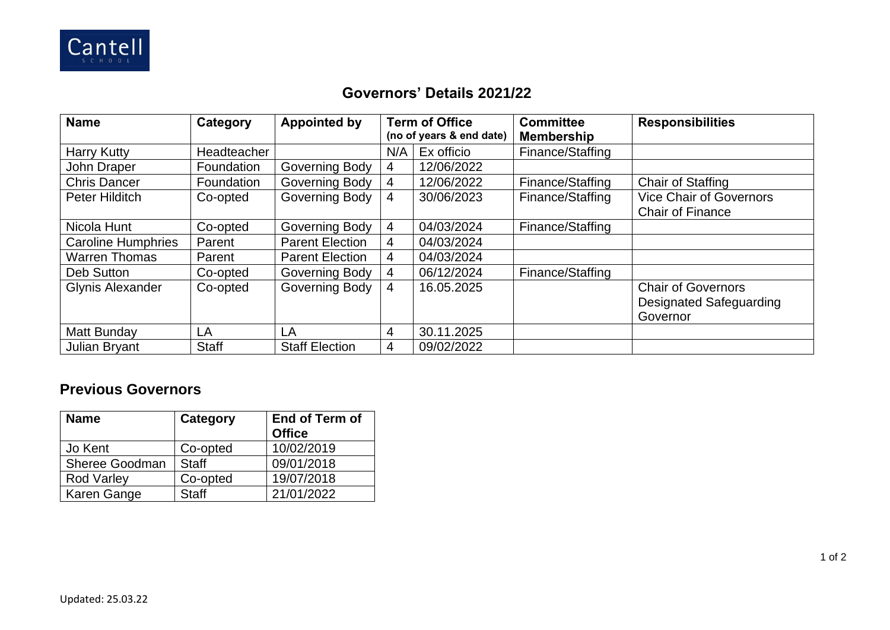Cantell SCHOOL

## Governors' Details 2021/22

| Name | Category | Appointed by | Term of Office (no of years & end date) | | Committee Membership | Responsibilities |
|---|---|---|---|---|---|---|
| Harry Kutty | Headteacher | | N/A | Ex officio | Finance/Staffing | |
| John Draper | Foundation | Governing Body | 4 | 12/06/2022 | | |
| Chris Dancer | Foundation | Governing Body | 4 | 12/06/2022 | Finance/Staffing | Chair of Staffing |
| Peter Hilditch | Co-opted | Governing Body | 4 | 30/06/2023 | Finance/Staffing | Vice Chair of Governors<br>Chair of Finance |
| Nicola Hunt | Co-opted | Governing Body | 4 | 04/03/2024 | Finance/Staffing | |
| Caroline Humphries | Parent | Parent Election | 4 | 04/03/2024 | | |
| Warren Thomas | Parent | Parent Election | 4 | 04/03/2024 | | |
| Deb Sutton | Co-opted | Governing Body | 4 | 06/12/2024 | Finance/Staffing | |
| Glynis Alexander | Co-opted | Governing Body | 4 | 16.05.2025 | | Chair of Governors<br>Designated Safeguarding Governor |
| Matt Bunday | LA | LA | 4 | 30.11.2025 | | |
| Julian Bryant | Staff | Staff Election | 4 | 09/02/2022 | | |

## Previous Governors

| Name | Category | End of Term of Office |
|---|---|---|
| Jo Kent | Co-opted | 10/02/2019 |
| Sheree Goodman | Staff | 09/01/2018 |
| Rod Varley | Co-opted | 19/07/2018 |
| Karen Gange | Staff | 21/01/2022 |

Updated: 25.03.22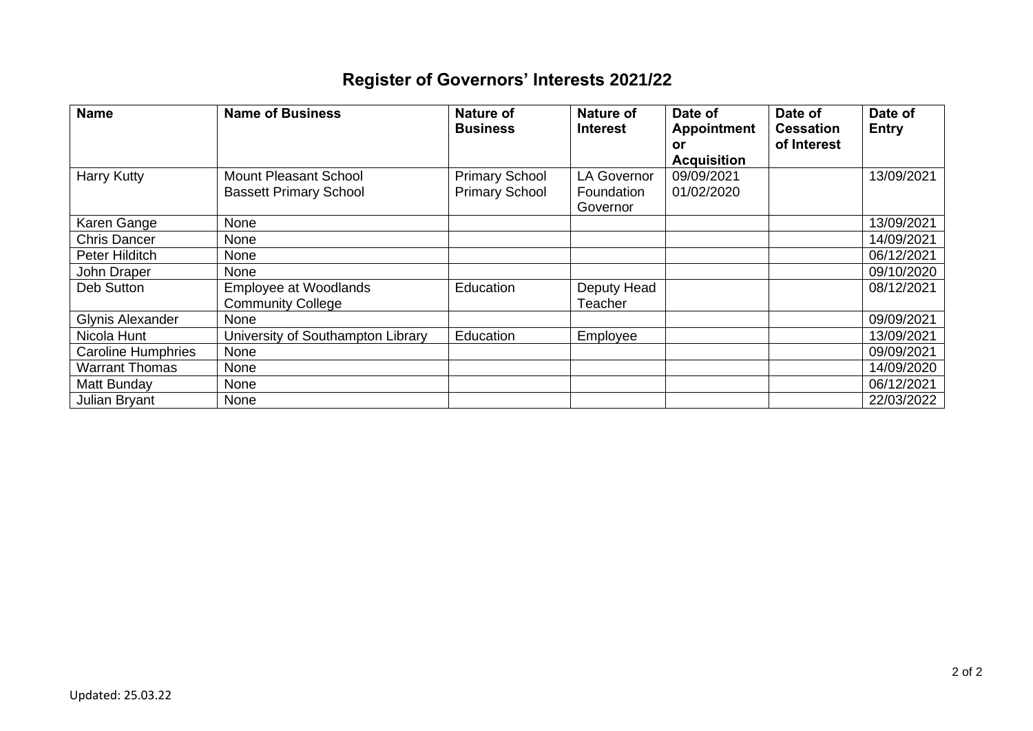# Register of Governors' Interests 2021/22

| Name | Name of Business | Nature of Business | Nature of Interest | Date of Appointment or Acquisition | Date of Cessation of Interest | Date of Entry |
|---|---|---|---|---|---|---|
| Harry Kutty | Mount Pleasant School<br>Bassett Primary School | Primary School<br>Primary School | LA Governor<br>Foundation Governor | 09/09/2021<br>01/02/2020 | | 13/09/2021 |
| Karen Gange | None | | | | | 13/09/2021 |
| Chris Dancer | None | | | | | 14/09/2021 |
| Peter Hilditch | None | | | | | 06/12/2021 |
| John Draper | None | | | | | 09/10/2020 |
| Deb Sutton | Employee at Woodlands Community College | Education | Deputy Head Teacher | | | 08/12/2021 |
| Glynis Alexander | None | | | | | 09/09/2021 |
| Nicola Hunt | University of Southampton Library | Education | Employee | | | 13/09/2021 |
| Caroline Humphries | None | | | | | 09/09/2021 |
| Warrant Thomas | None | | | | | 14/09/2020 |
| Matt Bunday | None | | | | | 06/12/2021 |
| Julian Bryant | None | | | | | 22/03/2022 |

Updated: 25.03.22